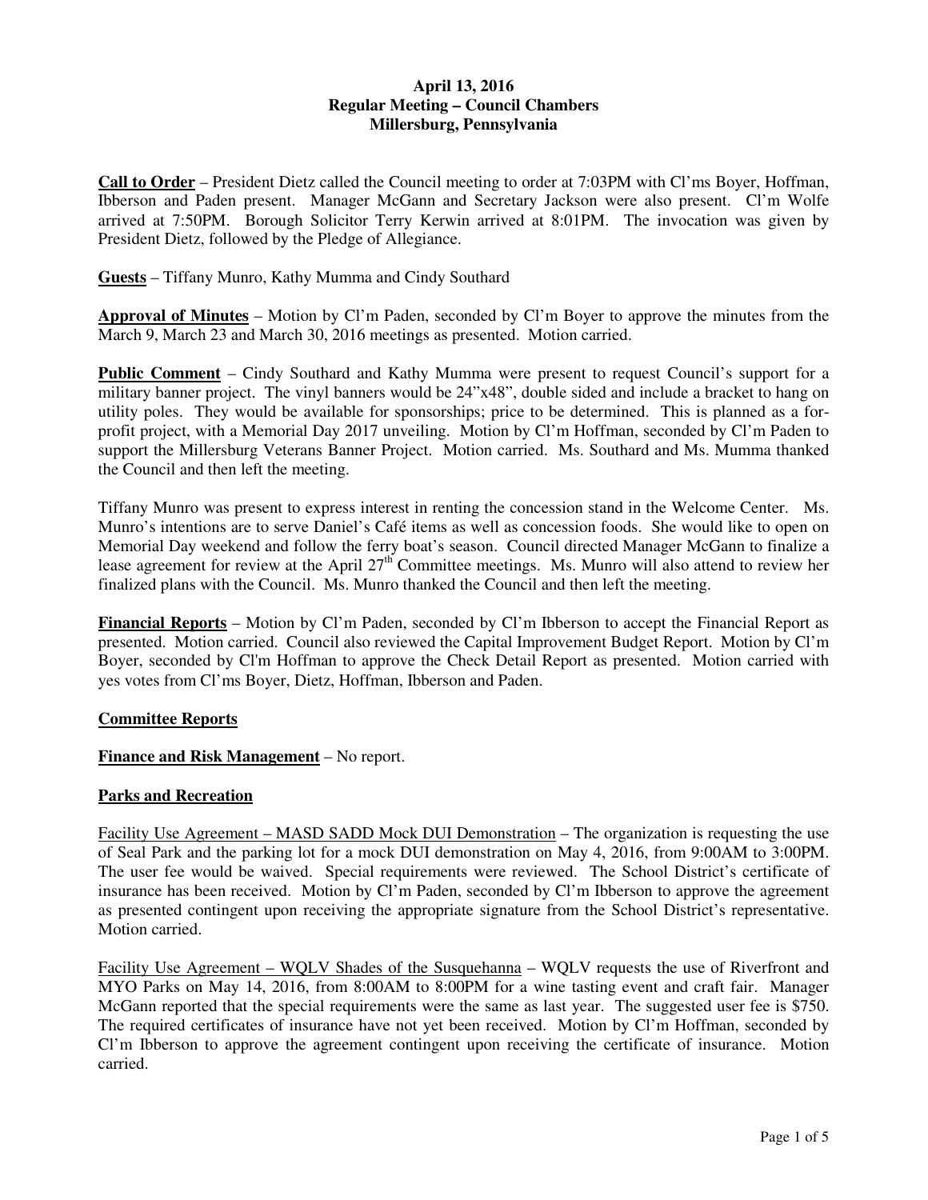**April 13, 2016**
**Regular Meeting – Council Chambers**
**Millersburg, Pennsylvania**

**Call to Order** – President Dietz called the Council meeting to order at 7:03PM with Cl'ms Boyer, Hoffman, Ibberson and Paden present. Manager McGann and Secretary Jackson were also present. Cl'm Wolfe arrived at 7:50PM. Borough Solicitor Terry Kerwin arrived at 8:01PM. The invocation was given by President Dietz, followed by the Pledge of Allegiance.

**Guests** – Tiffany Munro, Kathy Mumma and Cindy Southard

**Approval of Minutes** – Motion by Cl'm Paden, seconded by Cl'm Boyer to approve the minutes from the March 9, March 23 and March 30, 2016 meetings as presented. Motion carried.

**Public Comment** – Cindy Southard and Kathy Mumma were present to request Council's support for a military banner project. The vinyl banners would be 24"x48", double sided and include a bracket to hang on utility poles. They would be available for sponsorships; price to be determined. This is planned as a for-profit project, with a Memorial Day 2017 unveiling. Motion by Cl'm Hoffman, seconded by Cl'm Paden to support the Millersburg Veterans Banner Project. Motion carried. Ms. Southard and Ms. Mumma thanked the Council and then left the meeting.

Tiffany Munro was present to express interest in renting the concession stand in the Welcome Center. Ms. Munro's intentions are to serve Daniel's Café items as well as concession foods. She would like to open on Memorial Day weekend and follow the ferry boat's season. Council directed Manager McGann to finalize a lease agreement for review at the April 27th Committee meetings. Ms. Munro will also attend to review her finalized plans with the Council. Ms. Munro thanked the Council and then left the meeting.

**Financial Reports** – Motion by Cl'm Paden, seconded by Cl'm Ibberson to accept the Financial Report as presented. Motion carried. Council also reviewed the Capital Improvement Budget Report. Motion by Cl'm Boyer, seconded by Cl'm Hoffman to approve the Check Detail Report as presented. Motion carried with yes votes from Cl'ms Boyer, Dietz, Hoffman, Ibberson and Paden.

**Committee Reports**

**Finance and Risk Management** – No report.

**Parks and Recreation**

Facility Use Agreement – MASD SADD Mock DUI Demonstration – The organization is requesting the use of Seal Park and the parking lot for a mock DUI demonstration on May 4, 2016, from 9:00AM to 3:00PM. The user fee would be waived. Special requirements were reviewed. The School District's certificate of insurance has been received. Motion by Cl'm Paden, seconded by Cl'm Ibberson to approve the agreement as presented contingent upon receiving the appropriate signature from the School District's representative. Motion carried.

Facility Use Agreement – WQLV Shades of the Susquehanna – WQLV requests the use of Riverfront and MYO Parks on May 14, 2016, from 8:00AM to 8:00PM for a wine tasting event and craft fair. Manager McGann reported that the special requirements were the same as last year. The suggested user fee is $750. The required certificates of insurance have not yet been received. Motion by Cl'm Hoffman, seconded by Cl'm Ibberson to approve the agreement contingent upon receiving the certificate of insurance. Motion carried.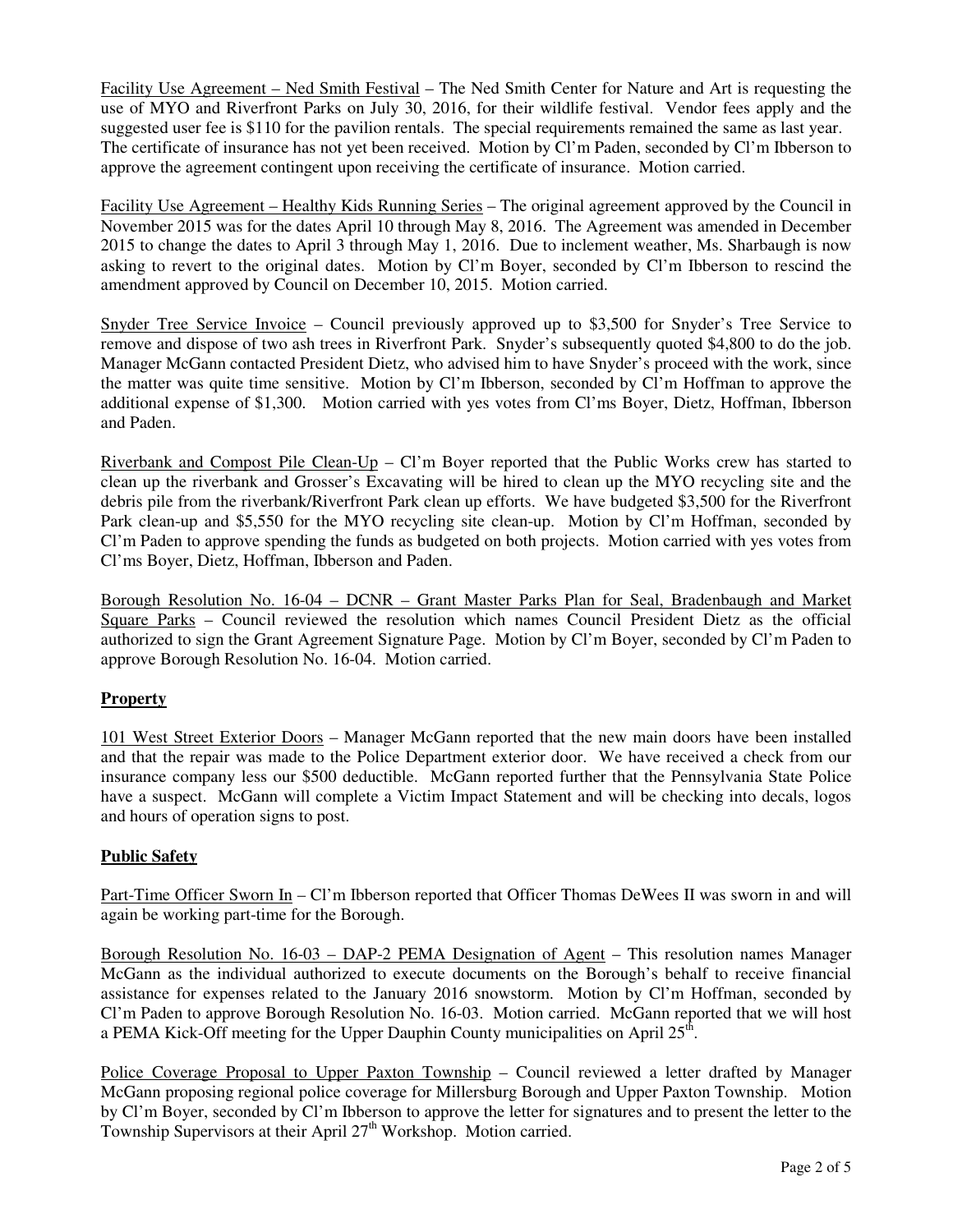Facility Use Agreement – Ned Smith Festival – The Ned Smith Center for Nature and Art is requesting the use of MYO and Riverfront Parks on July 30, 2016, for their wildlife festival. Vendor fees apply and the suggested user fee is $110 for the pavilion rentals. The special requirements remained the same as last year. The certificate of insurance has not yet been received. Motion by Cl'm Paden, seconded by Cl'm Ibberson to approve the agreement contingent upon receiving the certificate of insurance. Motion carried.

Facility Use Agreement – Healthy Kids Running Series – The original agreement approved by the Council in November 2015 was for the dates April 10 through May 8, 2016. The Agreement was amended in December 2015 to change the dates to April 3 through May 1, 2016. Due to inclement weather, Ms. Sharbaugh is now asking to revert to the original dates. Motion by Cl'm Boyer, seconded by Cl'm Ibberson to rescind the amendment approved by Council on December 10, 2015. Motion carried.

Snyder Tree Service Invoice – Council previously approved up to $3,500 for Snyder's Tree Service to remove and dispose of two ash trees in Riverfront Park. Snyder's subsequently quoted $4,800 to do the job. Manager McGann contacted President Dietz, who advised him to have Snyder's proceed with the work, since the matter was quite time sensitive. Motion by Cl'm Ibberson, seconded by Cl'm Hoffman to approve the additional expense of $1,300. Motion carried with yes votes from Cl'ms Boyer, Dietz, Hoffman, Ibberson and Paden.

Riverbank and Compost Pile Clean-Up – Cl'm Boyer reported that the Public Works crew has started to clean up the riverbank and Grosser's Excavating will be hired to clean up the MYO recycling site and the debris pile from the riverbank/Riverfront Park clean up efforts. We have budgeted $3,500 for the Riverfront Park clean-up and $5,550 for the MYO recycling site clean-up. Motion by Cl'm Hoffman, seconded by Cl'm Paden to approve spending the funds as budgeted on both projects. Motion carried with yes votes from Cl'ms Boyer, Dietz, Hoffman, Ibberson and Paden.

Borough Resolution No. 16-04 – DCNR – Grant Master Parks Plan for Seal, Bradenbaugh and Market Square Parks – Council reviewed the resolution which names Council President Dietz as the official authorized to sign the Grant Agreement Signature Page. Motion by Cl'm Boyer, seconded by Cl'm Paden to approve Borough Resolution No. 16-04. Motion carried.

## Property

101 West Street Exterior Doors – Manager McGann reported that the new main doors have been installed and that the repair was made to the Police Department exterior door. We have received a check from our insurance company less our $500 deductible. McGann reported further that the Pennsylvania State Police have a suspect. McGann will complete a Victim Impact Statement and will be checking into decals, logos and hours of operation signs to post.

## Public Safety

Part-Time Officer Sworn In – Cl'm Ibberson reported that Officer Thomas DeWees II was sworn in and will again be working part-time for the Borough.

Borough Resolution No. 16-03 – DAP-2 PEMA Designation of Agent – This resolution names Manager McGann as the individual authorized to execute documents on the Borough's behalf to receive financial assistance for expenses related to the January 2016 snowstorm. Motion by Cl'm Hoffman, seconded by Cl'm Paden to approve Borough Resolution No. 16-03. Motion carried. McGann reported that we will host a PEMA Kick-Off meeting for the Upper Dauphin County municipalities on April 25th.

Police Coverage Proposal to Upper Paxton Township – Council reviewed a letter drafted by Manager McGann proposing regional police coverage for Millersburg Borough and Upper Paxton Township. Motion by Cl'm Boyer, seconded by Cl'm Ibberson to approve the letter for signatures and to present the letter to the Township Supervisors at their April 27th Workshop. Motion carried.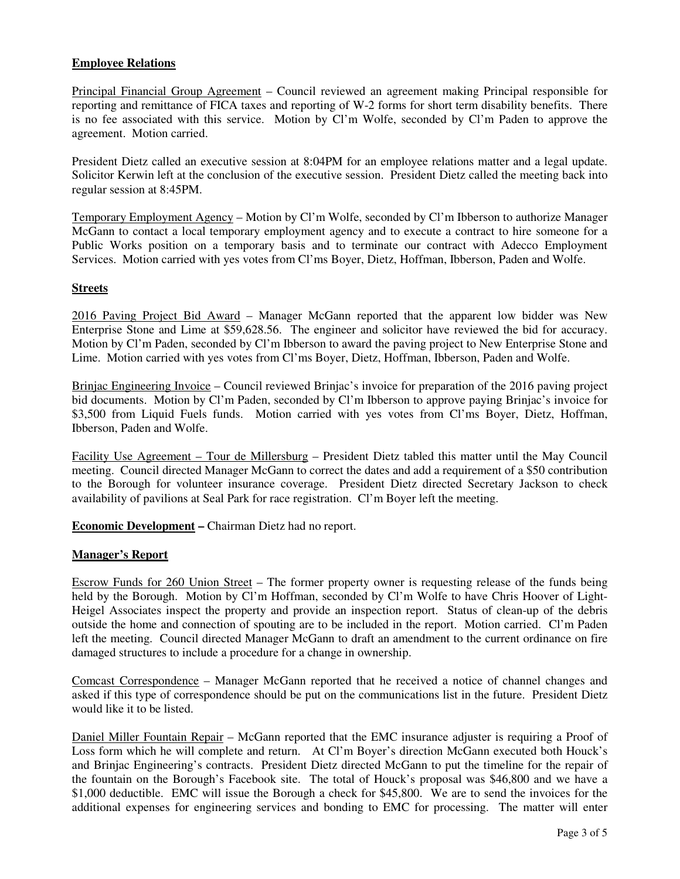**Employee Relations**

Principal Financial Group Agreement – Council reviewed an agreement making Principal responsible for reporting and remittance of FICA taxes and reporting of W-2 forms for short term disability benefits. There is no fee associated with this service. Motion by Cl'm Wolfe, seconded by Cl'm Paden to approve the agreement. Motion carried.

President Dietz called an executive session at 8:04PM for an employee relations matter and a legal update. Solicitor Kerwin left at the conclusion of the executive session. President Dietz called the meeting back into regular session at 8:45PM.

Temporary Employment Agency – Motion by Cl'm Wolfe, seconded by Cl'm Ibberson to authorize Manager McGann to contact a local temporary employment agency and to execute a contract to hire someone for a Public Works position on a temporary basis and to terminate our contract with Adecco Employment Services. Motion carried with yes votes from Cl'ms Boyer, Dietz, Hoffman, Ibberson, Paden and Wolfe.

**Streets**

2016 Paving Project Bid Award – Manager McGann reported that the apparent low bidder was New Enterprise Stone and Lime at $59,628.56. The engineer and solicitor have reviewed the bid for accuracy. Motion by Cl'm Paden, seconded by Cl'm Ibberson to award the paving project to New Enterprise Stone and Lime. Motion carried with yes votes from Cl'ms Boyer, Dietz, Hoffman, Ibberson, Paden and Wolfe.

Brinjac Engineering Invoice – Council reviewed Brinjac's invoice for preparation of the 2016 paving project bid documents. Motion by Cl'm Paden, seconded by Cl'm Ibberson to approve paying Brinjac's invoice for $3,500 from Liquid Fuels funds. Motion carried with yes votes from Cl'ms Boyer, Dietz, Hoffman, Ibberson, Paden and Wolfe.

Facility Use Agreement – Tour de Millersburg – President Dietz tabled this matter until the May Council meeting. Council directed Manager McGann to correct the dates and add a requirement of a $50 contribution to the Borough for volunteer insurance coverage. President Dietz directed Secretary Jackson to check availability of pavilions at Seal Park for race registration. Cl'm Boyer left the meeting.

**Economic Development –** Chairman Dietz had no report.

**Manager's Report**

Escrow Funds for 260 Union Street – The former property owner is requesting release of the funds being held by the Borough. Motion by Cl'm Hoffman, seconded by Cl'm Wolfe to have Chris Hoover of Light-Heigel Associates inspect the property and provide an inspection report. Status of clean-up of the debris outside the home and connection of spouting are to be included in the report. Motion carried. Cl'm Paden left the meeting. Council directed Manager McGann to draft an amendment to the current ordinance on fire damaged structures to include a procedure for a change in ownership.

Comcast Correspondence – Manager McGann reported that he received a notice of channel changes and asked if this type of correspondence should be put on the communications list in the future. President Dietz would like it to be listed.

Daniel Miller Fountain Repair – McGann reported that the EMC insurance adjuster is requiring a Proof of Loss form which he will complete and return. At Cl'm Boyer's direction McGann executed both Houck's and Brinjac Engineering's contracts. President Dietz directed McGann to put the timeline for the repair of the fountain on the Borough's Facebook site. The total of Houck's proposal was $46,800 and we have a $1,000 deductible. EMC will issue the Borough a check for $45,800. We are to send the invoices for the additional expenses for engineering services and bonding to EMC for processing. The matter will enter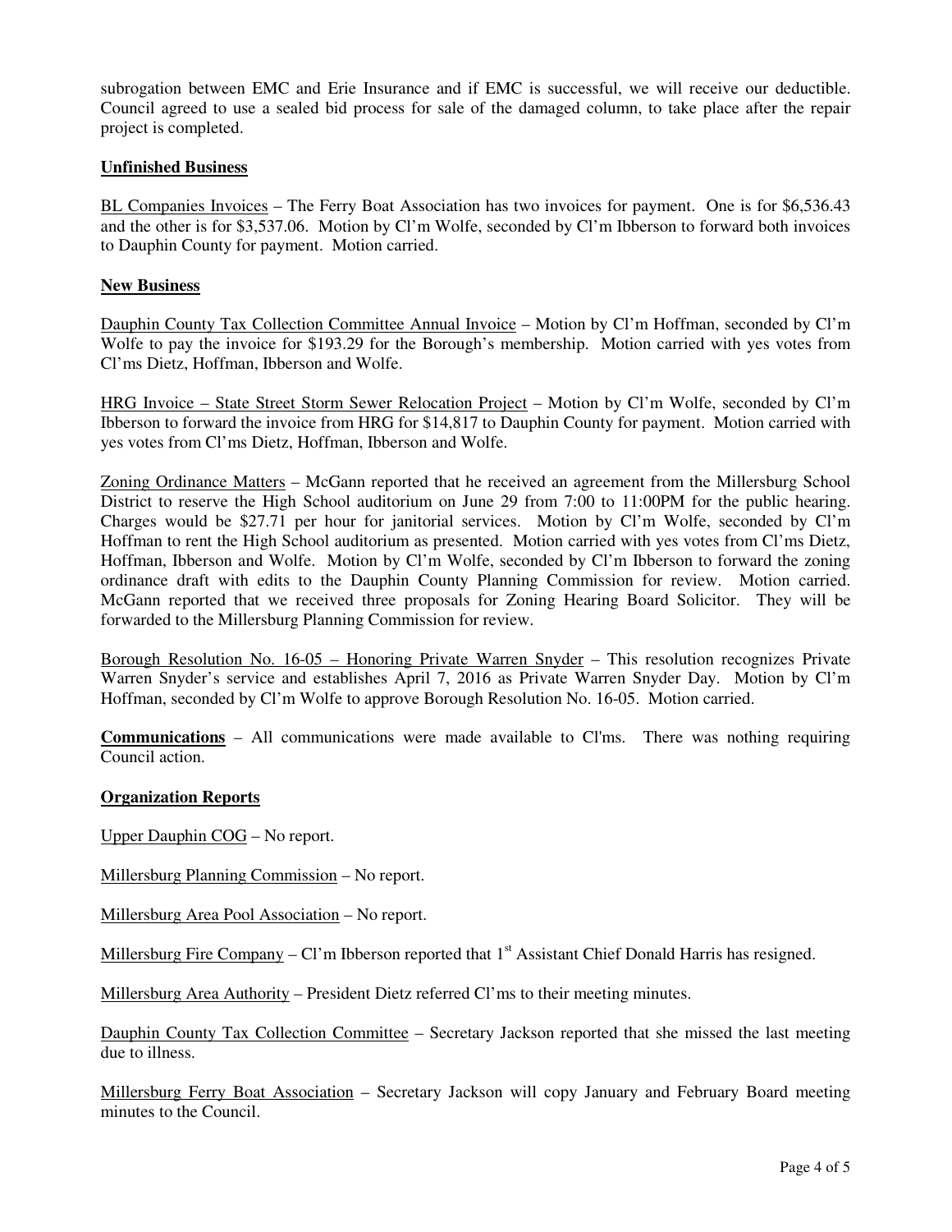subrogation between EMC and Erie Insurance and if EMC is successful, we will receive our deductible. Council agreed to use a sealed bid process for sale of the damaged column, to take place after the repair project is completed.

**Unfinished Business**

BL Companies Invoices – The Ferry Boat Association has two invoices for payment. One is for $6,536.43 and the other is for $3,537.06. Motion by Cl'm Wolfe, seconded by Cl'm Ibberson to forward both invoices to Dauphin County for payment. Motion carried.

**New Business**

Dauphin County Tax Collection Committee Annual Invoice – Motion by Cl'm Hoffman, seconded by Cl'm Wolfe to pay the invoice for $193.29 for the Borough's membership. Motion carried with yes votes from Cl'ms Dietz, Hoffman, Ibberson and Wolfe.

HRG Invoice – State Street Storm Sewer Relocation Project – Motion by Cl'm Wolfe, seconded by Cl'm Ibberson to forward the invoice from HRG for $14,817 to Dauphin County for payment. Motion carried with yes votes from Cl'ms Dietz, Hoffman, Ibberson and Wolfe.

Zoning Ordinance Matters – McGann reported that he received an agreement from the Millersburg School District to reserve the High School auditorium on June 29 from 7:00 to 11:00PM for the public hearing. Charges would be $27.71 per hour for janitorial services. Motion by Cl'm Wolfe, seconded by Cl'm Hoffman to rent the High School auditorium as presented. Motion carried with yes votes from Cl'ms Dietz, Hoffman, Ibberson and Wolfe. Motion by Cl'm Wolfe, seconded by Cl'm Ibberson to forward the zoning ordinance draft with edits to the Dauphin County Planning Commission for review. Motion carried. McGann reported that we received three proposals for Zoning Hearing Board Solicitor. They will be forwarded to the Millersburg Planning Commission for review.

Borough Resolution No. 16-05 – Honoring Private Warren Snyder – This resolution recognizes Private Warren Snyder's service and establishes April 7, 2016 as Private Warren Snyder Day. Motion by Cl'm Hoffman, seconded by Cl'm Wolfe to approve Borough Resolution No. 16-05. Motion carried.

**Communications** – All communications were made available to Cl'ms. There was nothing requiring Council action.

**Organization Reports**

Upper Dauphin COG – No report.

Millersburg Planning Commission – No report.

Millersburg Area Pool Association – No report.

Millersburg Fire Company – Cl'm Ibberson reported that 1st Assistant Chief Donald Harris has resigned.

Millersburg Area Authority – President Dietz referred Cl'ms to their meeting minutes.

Dauphin County Tax Collection Committee – Secretary Jackson reported that she missed the last meeting due to illness.

Millersburg Ferry Boat Association – Secretary Jackson will copy January and February Board meeting minutes to the Council.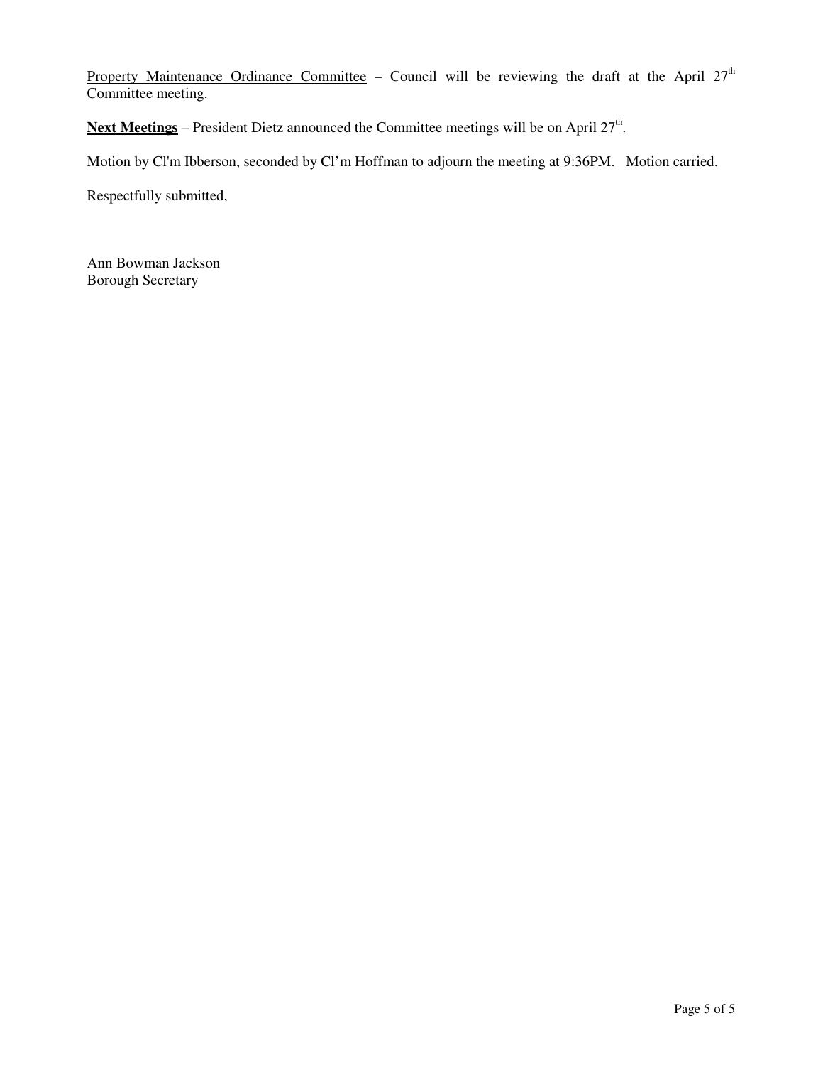Property Maintenance Ordinance Committee – Council will be reviewing the draft at the April 27th Committee meeting.

**Next Meetings** – President Dietz announced the Committee meetings will be on April 27th.

Motion by Cl'm Ibberson, seconded by Cl'm Hoffman to adjourn the meeting at 9:36PM. Motion carried.

Respectfully submitted,

Ann Bowman Jackson
Borough Secretary